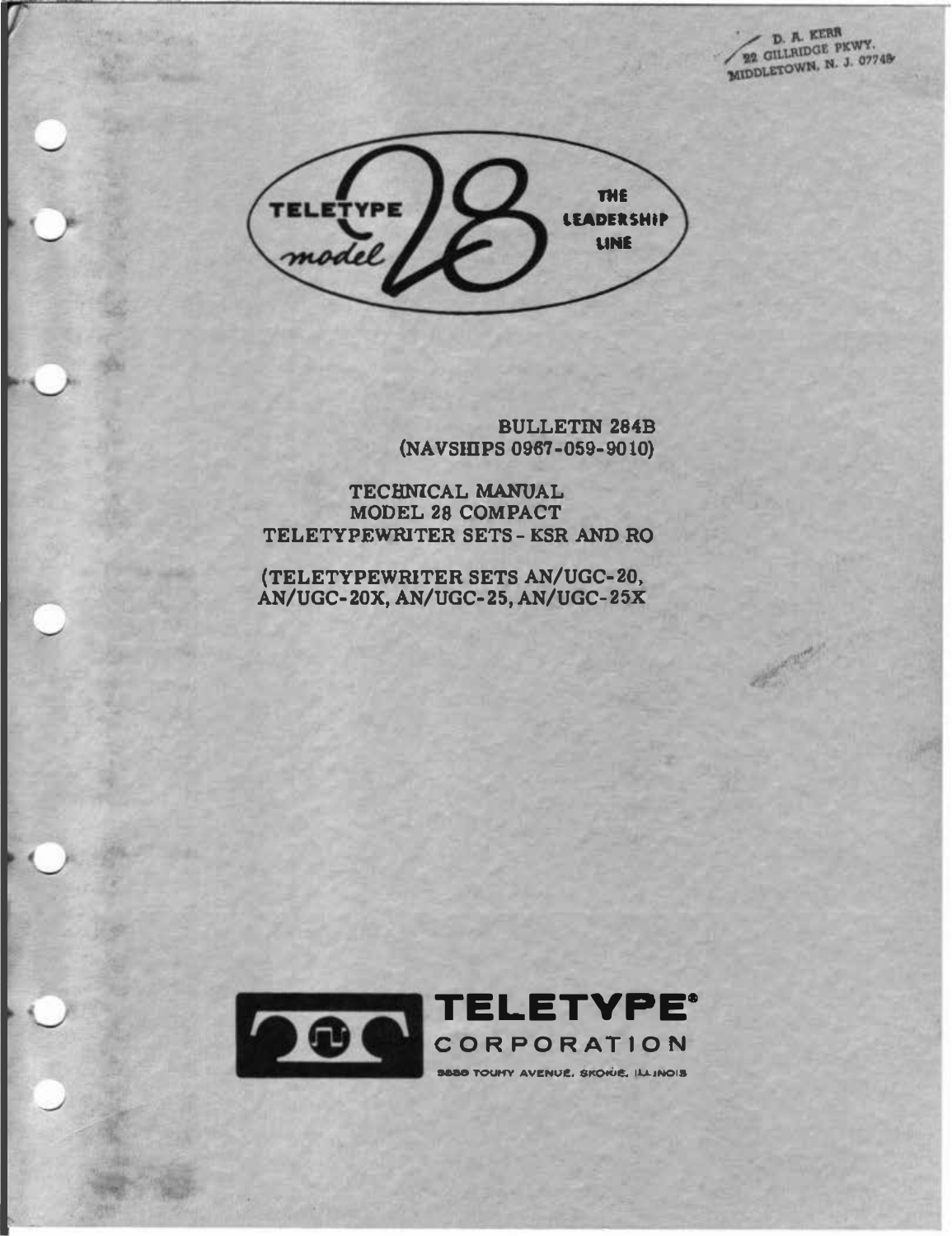D. A. KERR
22 GILLRIDGE PKWY.
MIDDLETOWN, N. J. 07748

TELETYPE model 28 THE LEADERSHIP LINE

BULLETIN 284B
(NAVSHIPS 0967-059-9010)

# TECHNICAL MANUAL
# MODEL 28 COMPACT
# TELETYPEWRITER SETS - KSR AND RO

(TELETYPEWRITER SETS AN/UGC-20, AN/UGC-20X, AN/UGC-25, AN/UGC-25X

TELETYPE®
CORPORATION
5555 TOUHY AVENUE, SKOKIE, ILLINOIS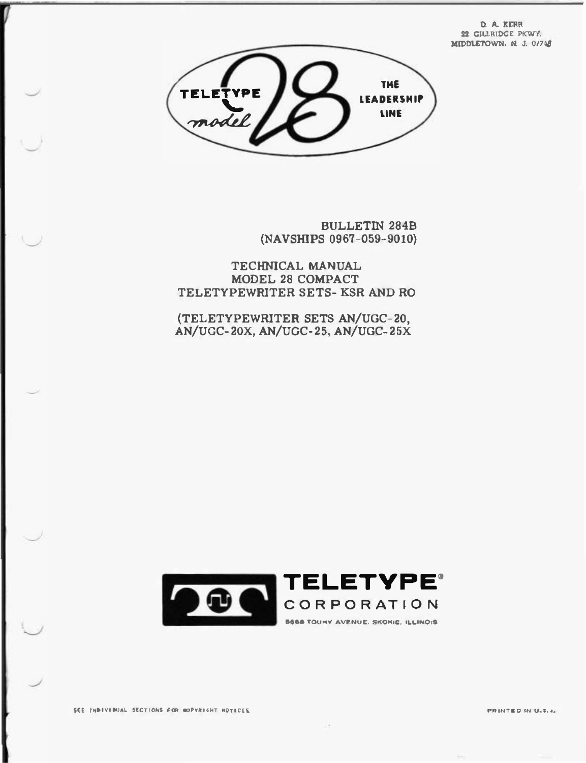D. A. KERR
22 GILLRIDGE PKWY.
MIDDLETOWN, N. J. 07748

TELETYPE model 28 THE LEADERSHIP LINE

BULLETIN 284B
(NAVSHIPS 0967-059-9010)

# TECHNICAL MANUAL
# MODEL 28 COMPACT
# TELETYPEWRITER SETS- KSR AND RO

(TELETYPEWRITER SETS AN/UGC-20, AN/UGC-20X, AN/UGC-25, AN/UGC-25X

TELETYPE® CORPORATION
5555 TOUHY AVENUE, SKOKIE, ILLINOIS

SEE INDIVIDUAL SECTIONS FOR COPYRIGHT NOTICES

PRINTED IN U.S.A.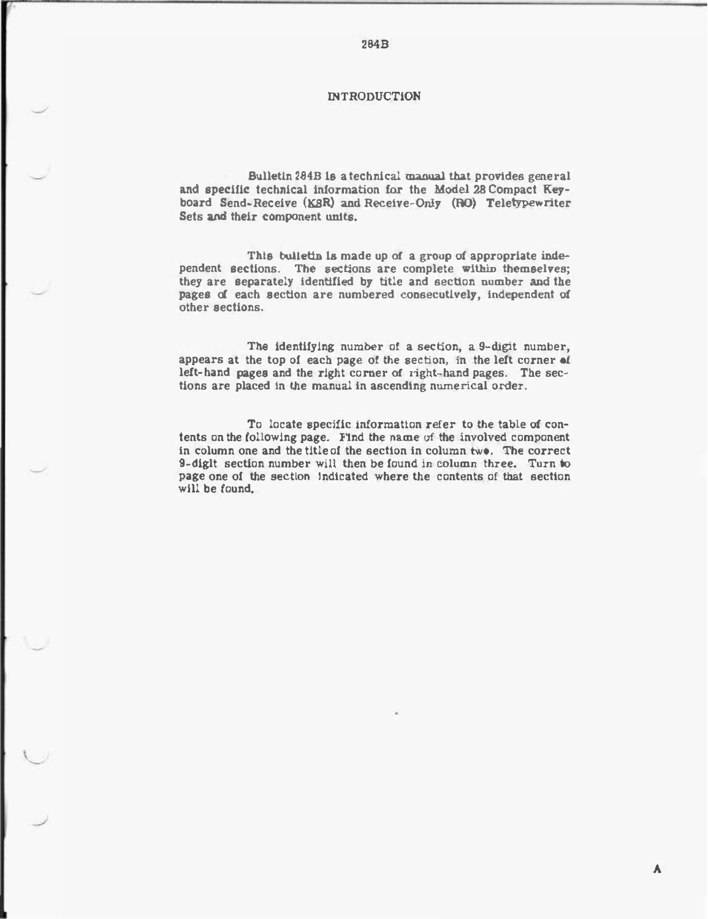# INTRODUCTION

Bulletin 284B is a technical manual that provides general and specific technical information for the Model 28 Compact Keyboard Send-Receive (KSR) and Receive-Only (RO) Teletypewriter Sets and their component units.

This bulletin is made up of a group of appropriate independent sections. The sections are complete within themselves; they are separately identified by title and section number and the pages of each section are numbered consecutively, independent of other sections.

The identifying number of a section, a 9-digit number, appears at the top of each page of the section, in the left corner of left-hand pages and the right corner of right-hand pages. The sections are placed in the manual in ascending numerical order.

To locate specific information refer to the table of contents on the following page. Find the name of the involved component in column one and the title of the section in column two. The correct 9-digit section number will then be found in column three. Turn to page one of the section indicated where the contents of that section will be found.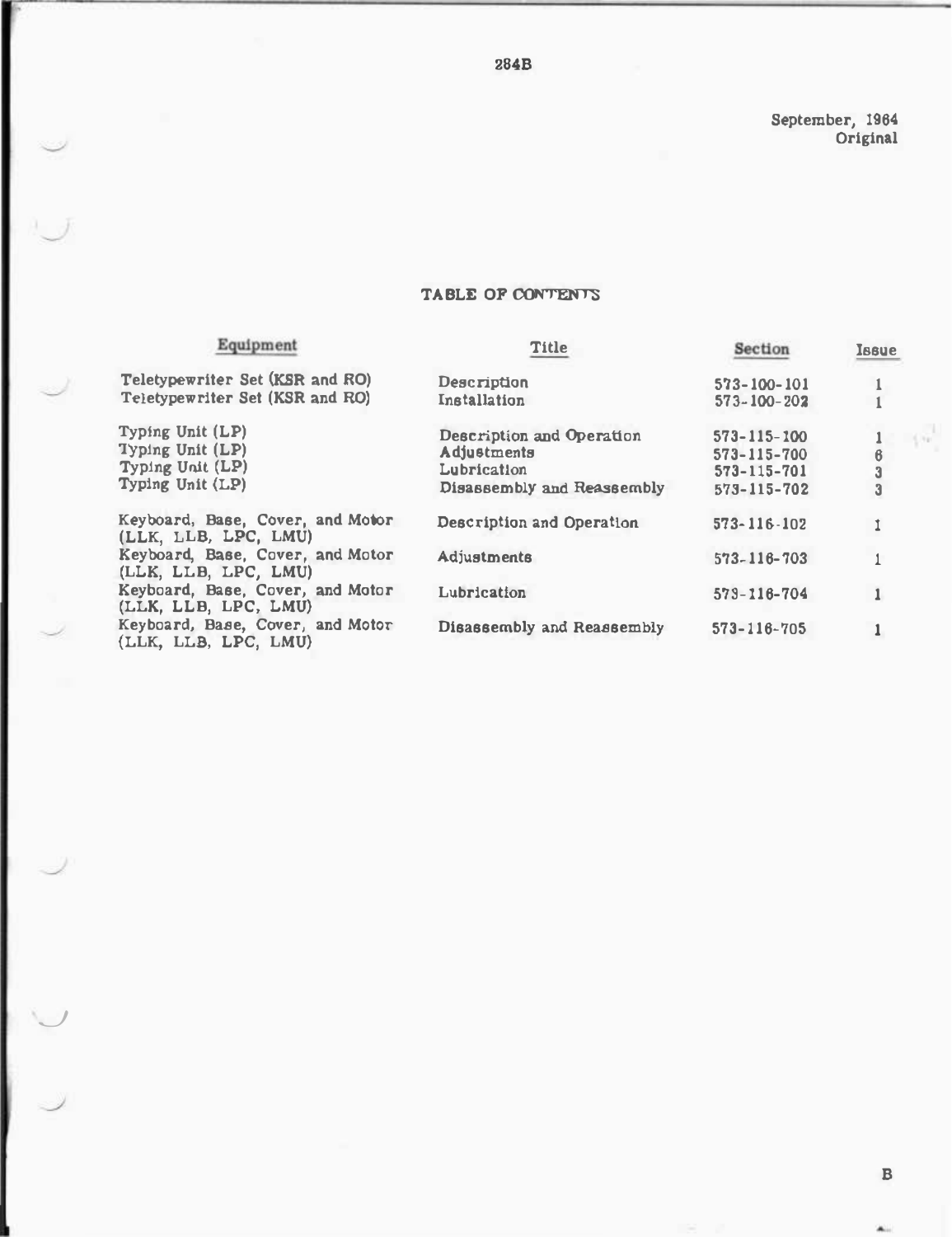284B

September, 1964
Original

## TABLE OF CONTENTS

| Equipment | Title | Section | Issue |
|---|---|---|---|
| Teletypewriter Set (KSR and RO) | Description | 573-100-101 | 1 |
| Teletypewriter Set (KSR and RO) | Installation | 573-100-202 | 1 |
| Typing Unit (LP) | Description and Operation | 573-115-100 | 1 |
| Typing Unit (LP) | Adjustments | 573-115-700 | 6 |
| Typing Unit (LP) | Lubrication | 573-115-701 | 3 |
| Typing Unit (LP) | Disassembly and Reassembly | 573-115-702 | 3 |
| Keyboard, Base, Cover, and Motor (LLK, LLB, LPC, LMU) | Description and Operation | 573-116-102 | 1 |
| Keyboard, Base, Cover, and Motor (LLK, LLB, LPC, LMU) | Adjustments | 573-116-703 | 1 |
| Keyboard, Base, Cover, and Motor (LLK, LLB, LPC, LMU) | Lubrication | 573-116-704 | 1 |
| Keyboard, Base, Cover, and Motor (LLK, LLB, LPC, LMU) | Disassembly and Reassembly | 573-116-705 | 1 |

B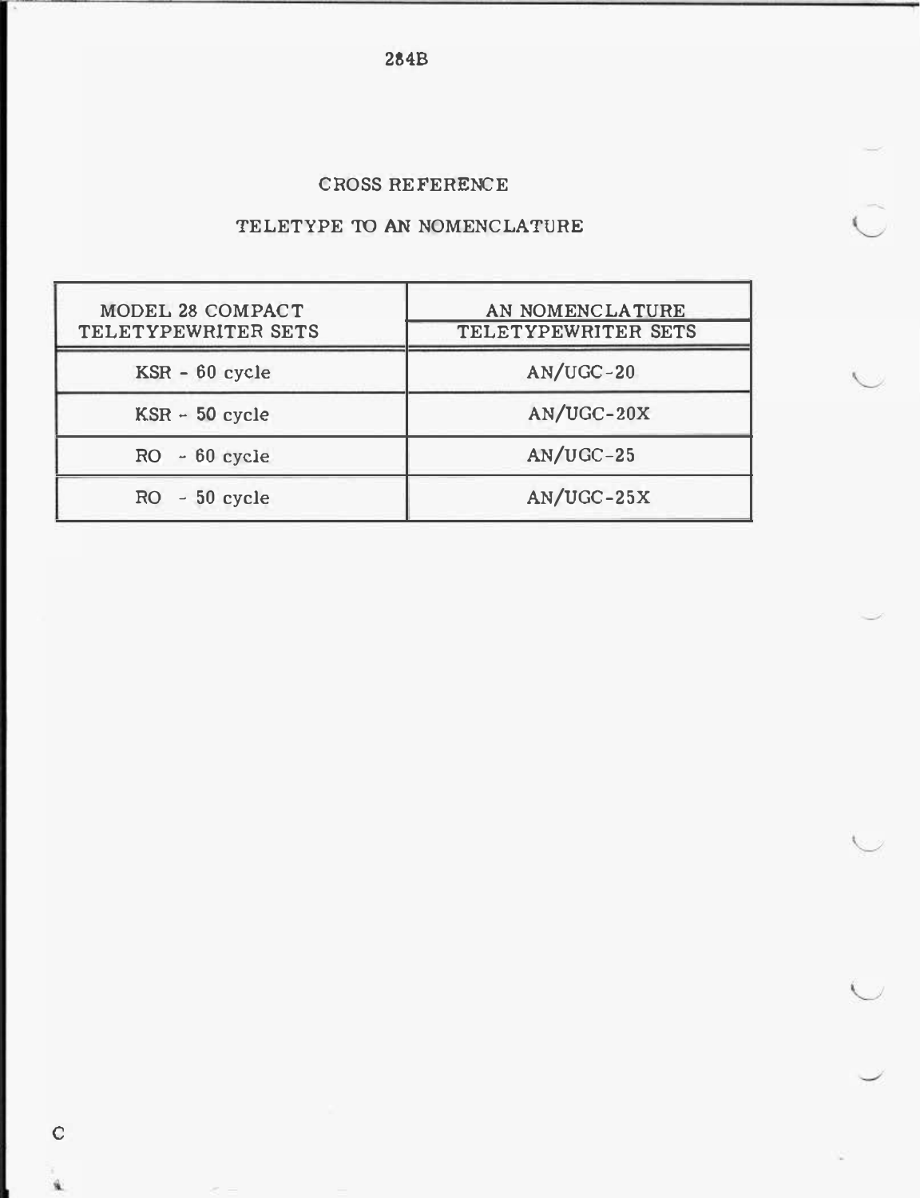# CROSS REFERENCE

## TELETYPE TO AN NOMENCLATURE

| MODEL 28 COMPACT TELETYPEWRITER SETS | AN NOMENCLATURE TELETYPEWRITER SETS |
|---|---|
| KSR - 60 cycle | AN/UGC-20 |
| KSR - 50 cycle | AN/UGC-20X |
| RO - 60 cycle | AN/UGC-25 |
| RO - 50 cycle | AN/UGC-25X |